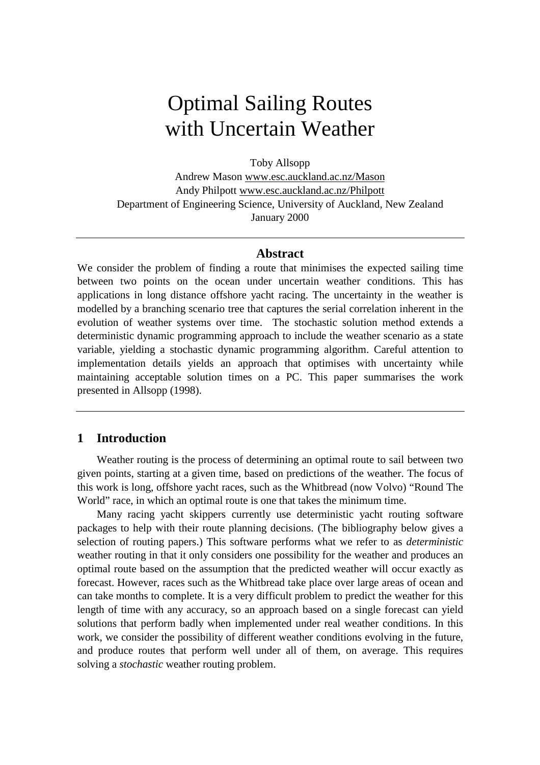# Optimal Sailing Routes with Uncertain Weather

Toby Allsopp
Andrew Mason www.esc.auckland.ac.nz/Mason
Andy Philpott www.esc.auckland.ac.nz/Philpott
Department of Engineering Science, University of Auckland, New Zealand
January 2000

---

### Abstract

We consider the problem of finding a route that minimises the expected sailing time between two points on the ocean under uncertain weather conditions. This has applications in long distance offshore yacht racing. The uncertainty in the weather is modelled by a branching scenario tree that captures the serial correlation inherent in the evolution of weather systems over time. The stochastic solution method extends a deterministic dynamic programming approach to include the weather scenario as a state variable, yielding a stochastic dynamic programming algorithm. Careful attention to implementation details yields an approach that optimises with uncertainty while maintaining acceptable solution times on a PC. This paper summarises the work presented in Allsopp (1998).

---

## 1 Introduction

Weather routing is the process of determining an optimal route to sail between two given points, starting at a given time, based on predictions of the weather. The focus of this work is long, offshore yacht races, such as the Whitbread (now Volvo) "Round The World" race, in which an optimal route is one that takes the minimum time.

Many racing yacht skippers currently use deterministic yacht routing software packages to help with their route planning decisions. (The bibliography below gives a selection of routing papers.) This software performs what we refer to as *deterministic* weather routing in that it only considers one possibility for the weather and produces an optimal route based on the assumption that the predicted weather will occur exactly as forecast. However, races such as the Whitbread take place over large areas of ocean and can take months to complete. It is a very difficult problem to predict the weather for this length of time with any accuracy, so an approach based on a single forecast can yield solutions that perform badly when implemented under real weather conditions. In this work, we consider the possibility of different weather conditions evolving in the future, and produce routes that perform well under all of them, on average. This requires solving a *stochastic* weather routing problem.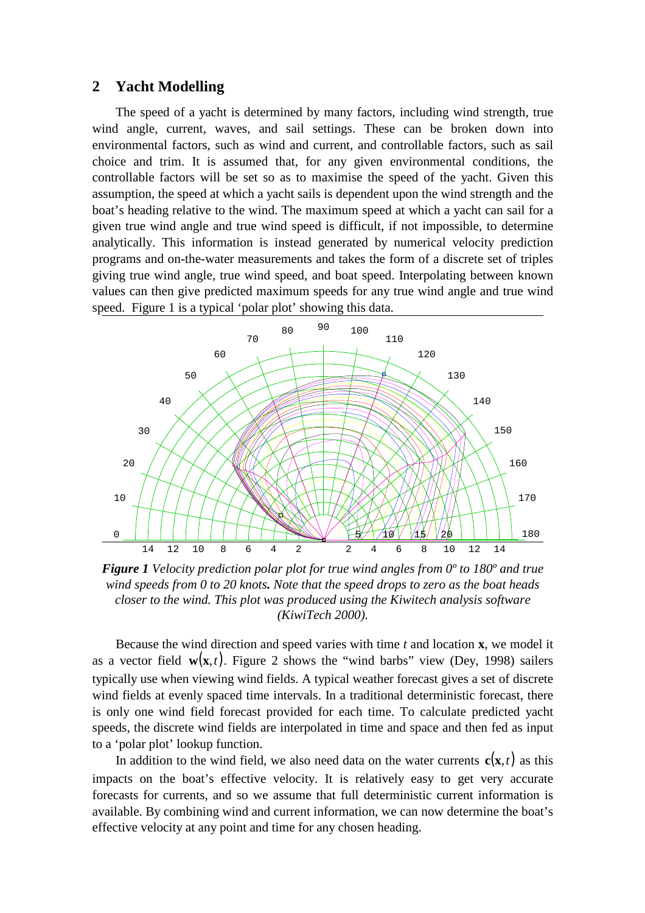## 2 Yacht Modelling

The speed of a yacht is determined by many factors, including wind strength, true wind angle, current, waves, and sail settings. These can be broken down into environmental factors, such as wind and current, and controllable factors, such as sail choice and trim. It is assumed that, for any given environmental conditions, the controllable factors will be set so as to maximise the speed of the yacht. Given this assumption, the speed at which a yacht sails is dependent upon the wind strength and the boat's heading relative to the wind. The maximum speed at which a yacht can sail for a given true wind angle and true wind speed is difficult, if not impossible, to determine analytically. This information is instead generated by numerical velocity prediction programs and on-the-water measurements and takes the form of a discrete set of triples giving true wind angle, true wind speed, and boat speed. Interpolating between known values can then give predicted maximum speeds for any true wind angle and true wind speed. Figure 1 is a typical 'polar plot' showing this data.

***Figure 1*** *Velocity prediction polar plot for true wind angles from 0º to 180º and true wind speeds from 0 to 20 knots**.** Note that the speed drops to zero as the boat heads closer to the wind. This plot was produced using the Kiwitech analysis software (KiwiTech 2000).*

Because the wind direction and speed varies with time $t$ and location $\mathbf{x}$, we model it as a vector field $\mathbf{w}(\mathbf{x},t)$. Figure 2 shows the "wind barbs" view (Dey, 1998) sailers typically use when viewing wind fields. A typical weather forecast gives a set of discrete wind fields at evenly spaced time intervals. In a traditional deterministic forecast, there is only one wind field forecast provided for each time. To calculate predicted yacht speeds, the discrete wind fields are interpolated in time and space and then fed as input to a 'polar plot' lookup function.

In addition to the wind field, we also need data on the water currents $\mathbf{c}(\mathbf{x},t)$ as this impacts on the boat's effective velocity. It is relatively easy to get very accurate forecasts for currents, and so we assume that full deterministic current information is available. By combining wind and current information, we can now determine the boat's effective velocity at any point and time for any chosen heading.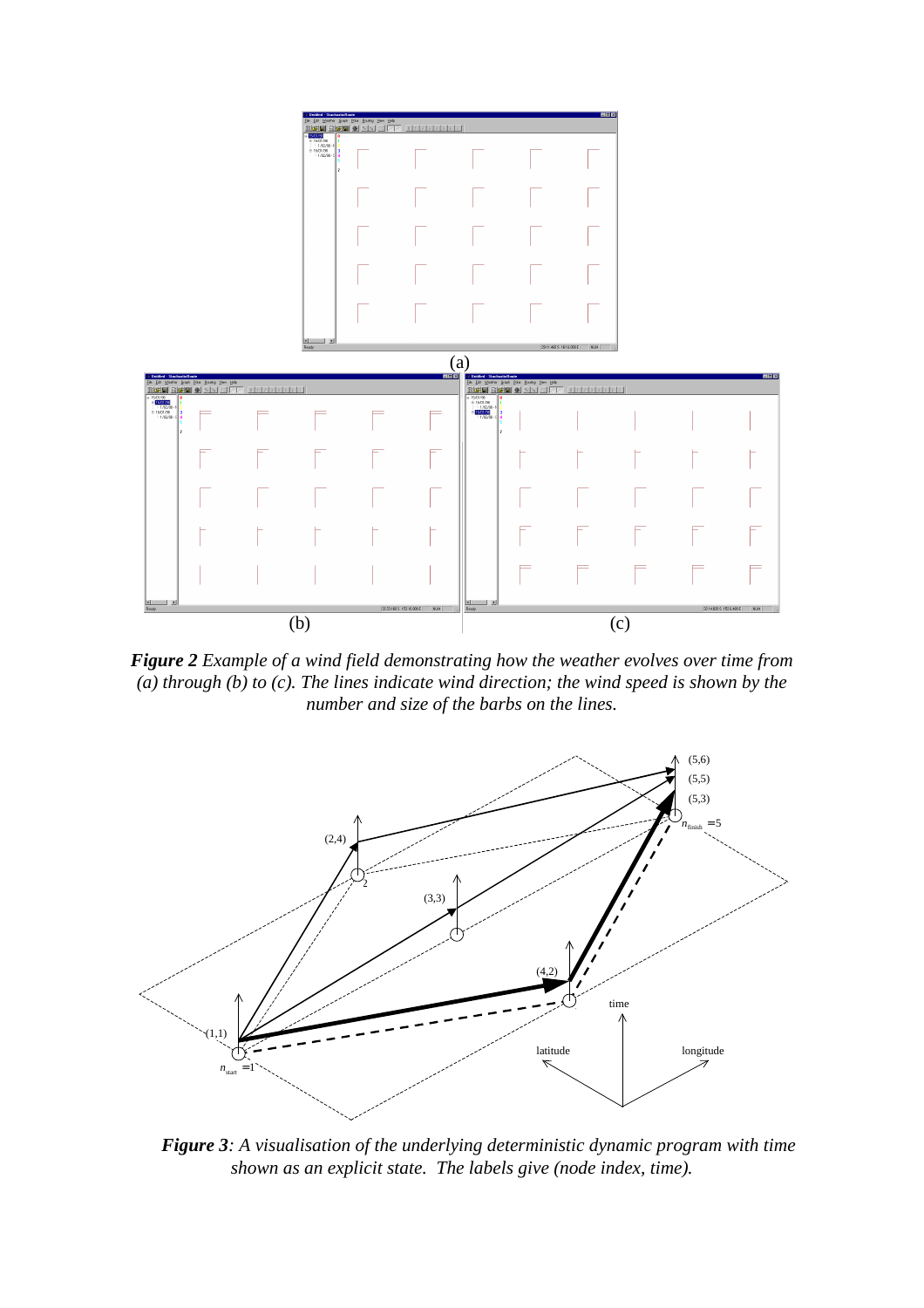*__Figure 2__ Example of a wind field demonstrating how the weather evolves over time from (a) through (b) to (c). The lines indicate wind direction; the wind speed is shown by the number and size of the barbs on the lines.*

***Figure 3**: A visualisation of the underlying deterministic dynamic program with time shown as an explicit state. The labels give (node index, time).*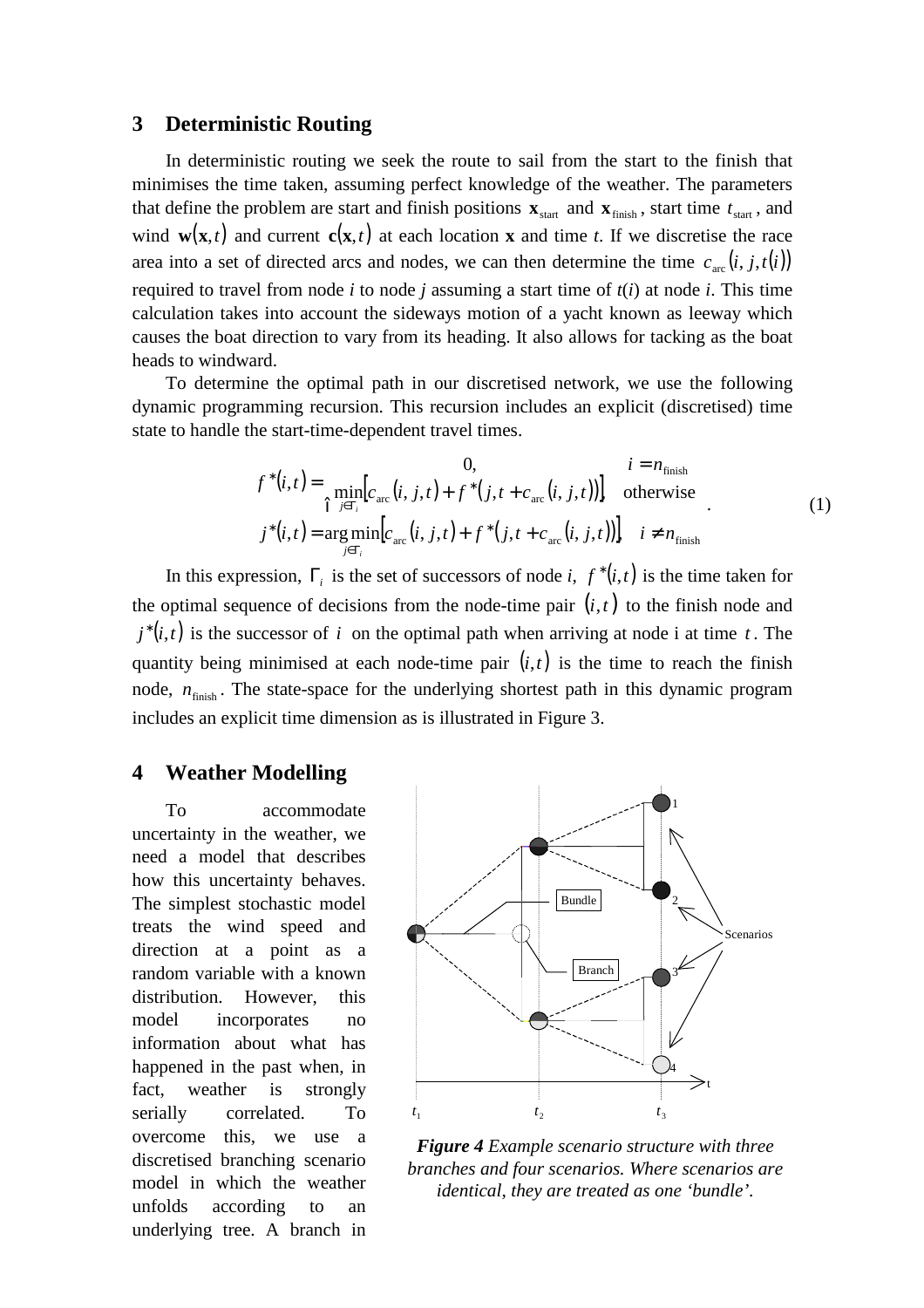## 3 Deterministic Routing

In deterministic routing we seek the route to sail from the start to the finish that minimises the time taken, assuming perfect knowledge of the weather. The parameters that define the problem are start and finish positions $\mathbf{x}_{\text{start}}$ and $\mathbf{x}_{\text{finish}}$, start time $t_{\text{start}}$, and wind $\mathbf{w}(\mathbf{x},t)$ and current $\mathbf{c}(\mathbf{x},t)$ at each location $\mathbf{x}$ and time $t$. If we discretise the race area into a set of directed arcs and nodes, we can then determine the time $c_{\text{arc}}(i, j, t(i))$ required to travel from node $i$ to node $j$ assuming a start time of $t(i)$ at node $i$. This time calculation takes into account the sideways motion of a yacht known as leeway which causes the boat direction to vary from its heading. It also allows for tacking as the boat heads to windward.

To determine the optimal path in our discretised network, we use the following dynamic programming recursion. This recursion includes an explicit (discretised) time state to handle the start-time-dependent travel times.

$$
\begin{aligned}
f^*(i,t) &= \begin{cases} 0, & i = n_{\text{finish}} \\ \min\limits_{j \in \Gamma_i} \left[ c_{\text{arc}}(i,j,t) + f^*\left(j, t + c_{\text{arc}}(i,j,t)\right) \right], & \text{otherwise} \end{cases} \\
j^*(i,t) &= \arg\min_{j \in \Gamma_i} \left[ c_{\text{arc}}(i,j,t) + f^*\left(j, t + c_{\text{arc}}(i,j,t)\right) \right], \quad i \neq n_{\text{finish}}
\end{aligned}
\tag{1}
$$

In this expression, $\Gamma_i$ is the set of successors of node $i$, $f^*(i,t)$ is the time taken for the optimal sequence of decisions from the node-time pair $(i,t)$ to the finish node and $j^*(i,t)$ is the successor of $i$ on the optimal path when arriving at node i at time $t$. The quantity being minimised at each node-time pair $(i,t)$ is the time to reach the finish node, $n_{\text{finish}}$. The state-space for the underlying shortest path in this dynamic program includes an explicit time dimension as is illustrated in Figure 3.

## 4 Weather Modelling

To accommodate uncertainty in the weather, we need a model that describes how this uncertainty behaves. The simplest stochastic model treats the wind speed and direction at a point as a random variable with a known distribution. However, this model incorporates no information about what has happened in the past when, in fact, weather is strongly serially correlated. To overcome this, we use a discretised branching scenario model in which the weather unfolds according to an underlying tree. A branch in

***Figure 4*** *Example scenario structure with three branches and four scenarios. Where scenarios are identical, they are treated as one 'bundle'.*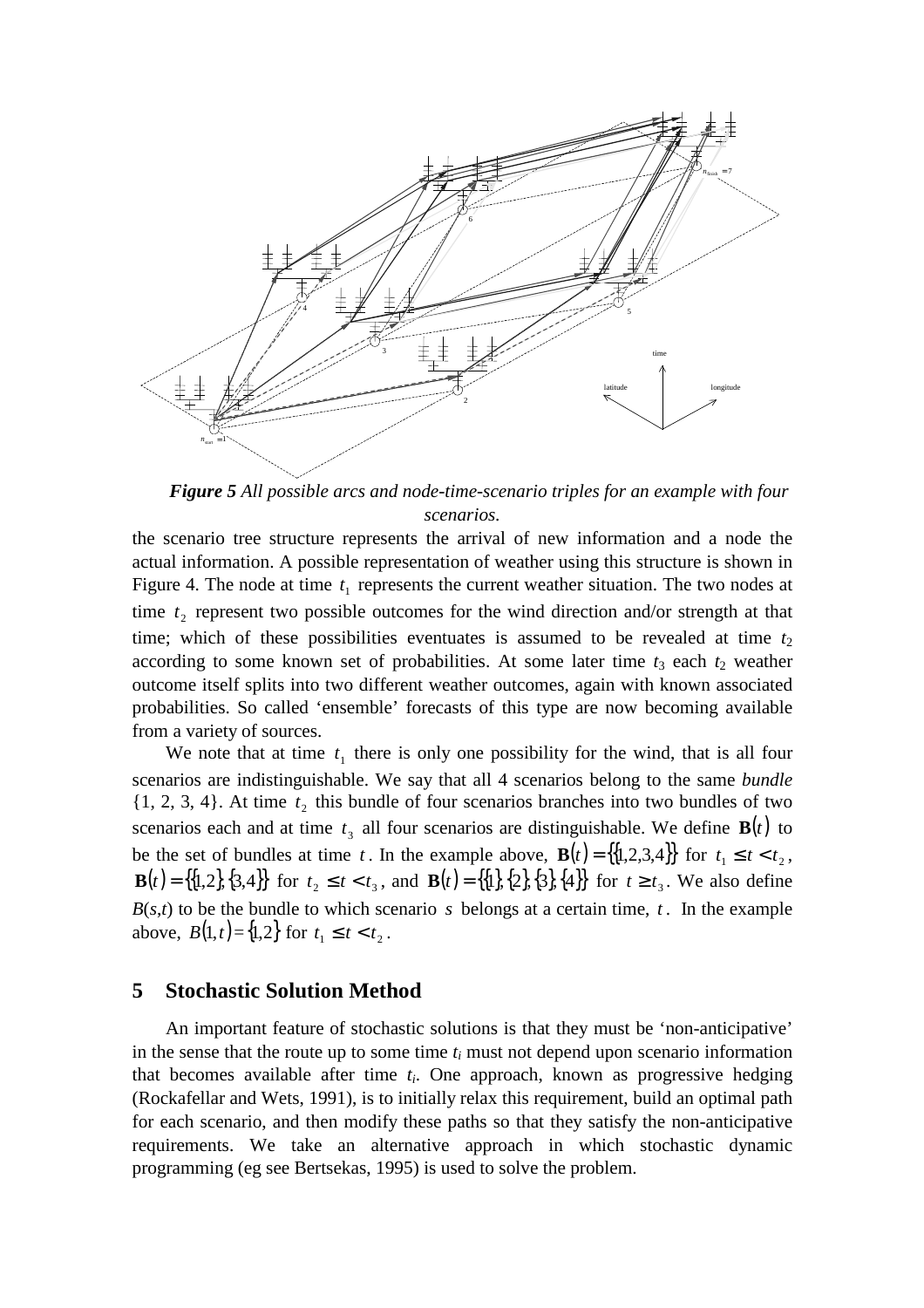*Figure 5 All possible arcs and node-time-scenario triples for an example with four scenarios.*

the scenario tree structure represents the arrival of new information and a node the actual information. A possible representation of weather using this structure is shown in Figure 4. The node at time $t_1$ represents the current weather situation. The two nodes at time $t_2$ represent two possible outcomes for the wind direction and/or strength at that time; which of these possibilities eventuates is assumed to be revealed at time $t_2$ according to some known set of probabilities. At some later time $t_3$ each $t_2$ weather outcome itself splits into two different weather outcomes, again with known associated probabilities. So called 'ensemble' forecasts of this type are now becoming available from a variety of sources.

We note that at time $t_1$ there is only one possibility for the wind, that is all four scenarios are indistinguishable. We say that all 4 scenarios belong to the same *bundle* {1, 2, 3, 4}. At time $t_2$ this bundle of four scenarios branches into two bundles of two scenarios each and at time $t_3$ all four scenarios are distinguishable. We define $\mathbf{B}(t)$ to be the set of bundles at time $t$. In the example above, $\mathbf{B}(t)=\{\{1,2,3,4\}\}$ for $t_1 \le t < t_2$, $\mathbf{B}(t)=\{\{1,2\},\{3,4\}\}$ for $t_2 \le t < t_3$, and $\mathbf{B}(t)=\{\{1\},\{2\},\{3\},\{4\}\}$ for $t \ge t_3$. We also define $B(s,t)$ to be the bundle to which scenario $s$ belongs at a certain time, $t$. In the example above, $B(1,t)=\{1,2\}$ for $t_1 \le t < t_2$.

## 5 Stochastic Solution Method

An important feature of stochastic solutions is that they must be 'non-anticipative' in the sense that the route up to some time $t_i$ must not depend upon scenario information that becomes available after time $t_i$. One approach, known as progressive hedging (Rockafellar and Wets, 1991), is to initially relax this requirement, build an optimal path for each scenario, and then modify these paths so that they satisfy the non-anticipative requirements. We take an alternative approach in which stochastic dynamic programming (eg see Bertsekas, 1995) is used to solve the problem.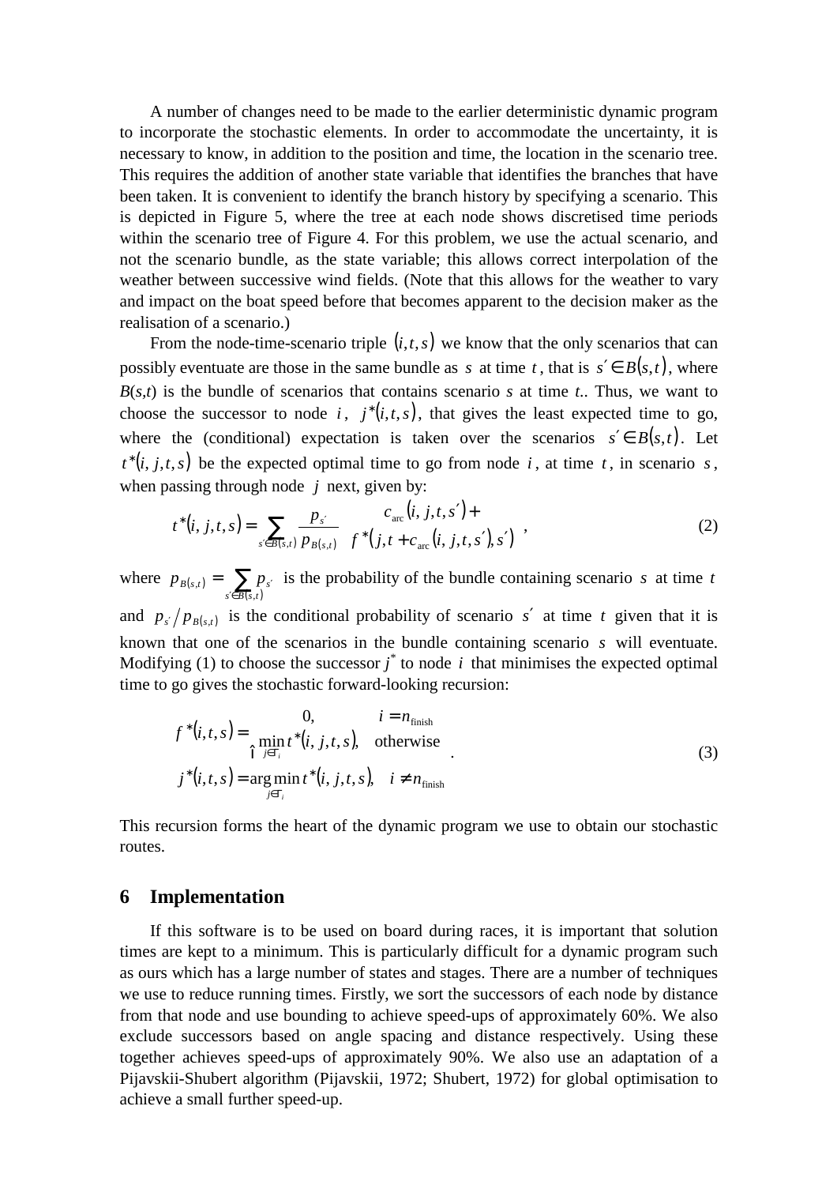A number of changes need to be made to the earlier deterministic dynamic program to incorporate the stochastic elements. In order to accommodate the uncertainty, it is necessary to know, in addition to the position and time, the location in the scenario tree. This requires the addition of another state variable that identifies the branches that have been taken. It is convenient to identify the branch history by specifying a scenario. This is depicted in Figure 5, where the tree at each node shows discretised time periods within the scenario tree of Figure 4. For this problem, we use the actual scenario, and not the scenario bundle, as the state variable; this allows correct interpolation of the weather between successive wind fields. (Note that this allows for the weather to vary and impact on the boat speed before that becomes apparent to the decision maker as the realisation of a scenario.)

From the node-time-scenario triple $(i,t,s)$ we know that the only scenarios that can possibly eventuate are those in the same bundle as $s$ at time $t$, that is $s' \in B(s,t)$, where $B(s,t)$ is the bundle of scenarios that contains scenario $s$ at time $t$.. Thus, we want to choose the successor to node $i$, $j^*(i,t,s)$, that gives the least expected time to go, where the (conditional) expectation is taken over the scenarios $s' \in B(s,t)$. Let $t^*(i,j,t,s)$ be the expected optimal time to go from node $i$, at time $t$, in scenario $s$, when passing through node $j$ next, given by:

$$t^*(i,j,t,s) = \sum_{s' \in B(s,t)} \frac{p_{s'}}{p_{B(s,t)}} \begin{pmatrix} c_{\text{arc}}(i,j,t,s') + \\ f^*(j, t + c_{\text{arc}}(i,j,t,s'), s') \end{pmatrix}, \tag{2}$$

where $p_{B(s,t)} = \sum_{s' \in B(s,t)} p_{s'}$ is the probability of the bundle containing scenario $s$ at time $t$ and $p_{s'} / p_{B(s,t)}$ is the conditional probability of scenario $s'$ at time $t$ given that it is known that one of the scenarios in the bundle containing scenario $s$ will eventuate. Modifying (1) to choose the successor $j^*$ to node $i$ that minimises the expected optimal time to go gives the stochastic forward-looking recursion:

$$\begin{aligned} f^*(i,t,s) &= \begin{cases} 0, & i = n_{\text{finish}} \\ \min_{j \in \Gamma_i} t^*(i,j,t,s), & \text{otherwise} \end{cases} \\ j^*(i,t,s) &= \arg\min_{j \in \Gamma_i} t^*(i,j,t,s), \quad i \neq n_{\text{finish}} \end{aligned} . \tag{3}$$

This recursion forms the heart of the dynamic program we use to obtain our stochastic routes.

## 6 Implementation

If this software is to be used on board during races, it is important that solution times are kept to a minimum. This is particularly difficult for a dynamic program such as ours which has a large number of states and stages. There are a number of techniques we use to reduce running times. Firstly, we sort the successors of each node by distance from that node and use bounding to achieve speed-ups of approximately 60%. We also exclude successors based on angle spacing and distance respectively. Using these together achieves speed-ups of approximately 90%. We also use an adaptation of a Pijavskii-Shubert algorithm (Pijavskii, 1972; Shubert, 1972) for global optimisation to achieve a small further speed-up.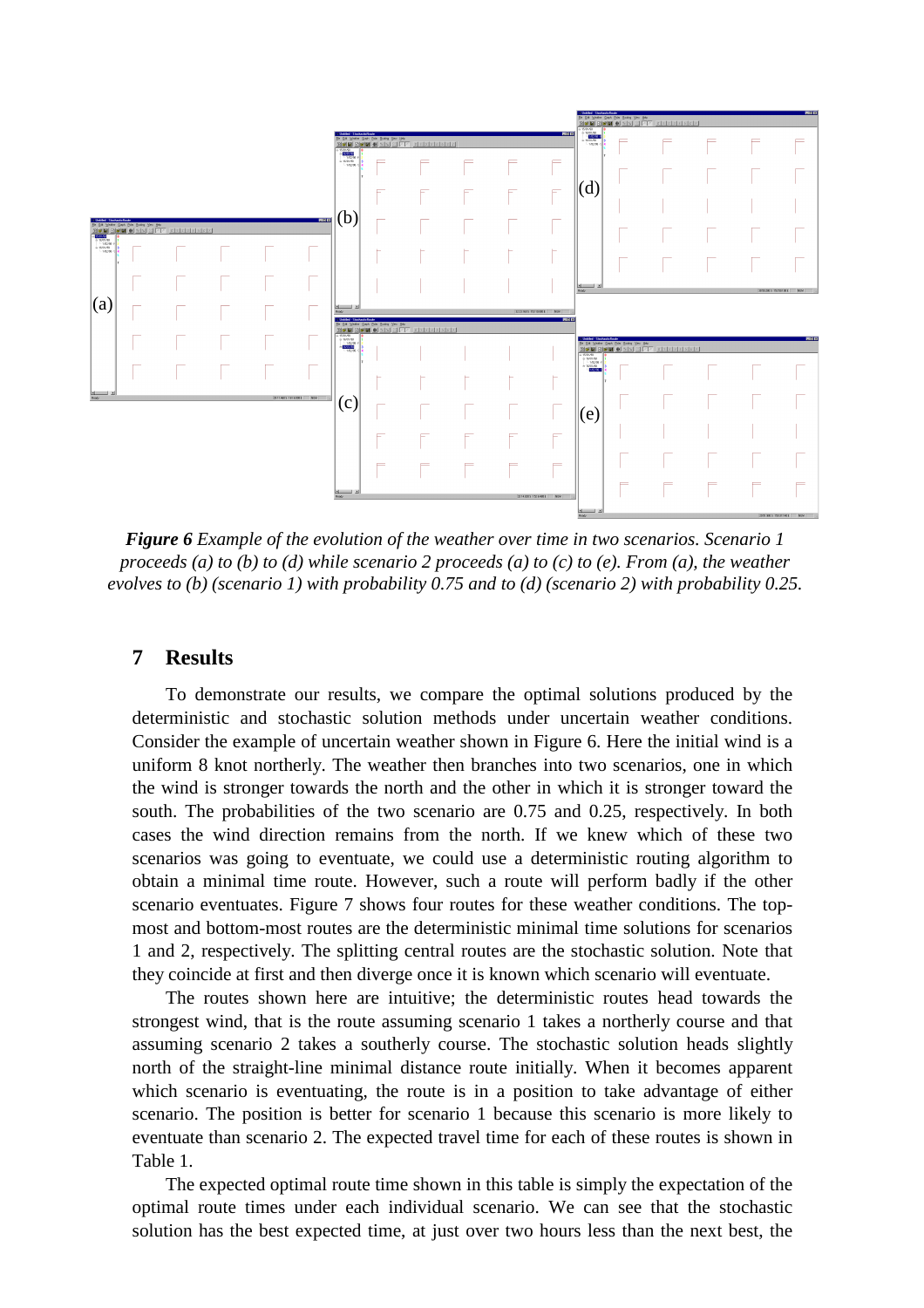*Figure 6 Example of the evolution of the weather over time in two scenarios. Scenario 1 proceeds (a) to (b) to (d) while scenario 2 proceeds (a) to (c) to (e). From (a), the weather evolves to (b) (scenario 1) with probability 0.75 and to (d) (scenario 2) with probability 0.25.*

## 7 Results

To demonstrate our results, we compare the optimal solutions produced by the deterministic and stochastic solution methods under uncertain weather conditions. Consider the example of uncertain weather shown in Figure 6. Here the initial wind is a uniform 8 knot northerly. The weather then branches into two scenarios, one in which the wind is stronger towards the north and the other in which it is stronger toward the south. The probabilities of the two scenario are 0.75 and 0.25, respectively. In both cases the wind direction remains from the north. If we knew which of these two scenarios was going to eventuate, we could use a deterministic routing algorithm to obtain a minimal time route. However, such a route will perform badly if the other scenario eventuates. Figure 7 shows four routes for these weather conditions. The top-most and bottom-most routes are the deterministic minimal time solutions for scenarios 1 and 2, respectively. The splitting central routes are the stochastic solution. Note that they coincide at first and then diverge once it is known which scenario will eventuate.

The routes shown here are intuitive; the deterministic routes head towards the strongest wind, that is the route assuming scenario 1 takes a northerly course and that assuming scenario 2 takes a southerly course. The stochastic solution heads slightly north of the straight-line minimal distance route initially. When it becomes apparent which scenario is eventuating, the route is in a position to take advantage of either scenario. The position is better for scenario 1 because this scenario is more likely to eventuate than scenario 2. The expected travel time for each of these routes is shown in Table 1.

The expected optimal route time shown in this table is simply the expectation of the optimal route times under each individual scenario. We can see that the stochastic solution has the best expected time, at just over two hours less than the next best, the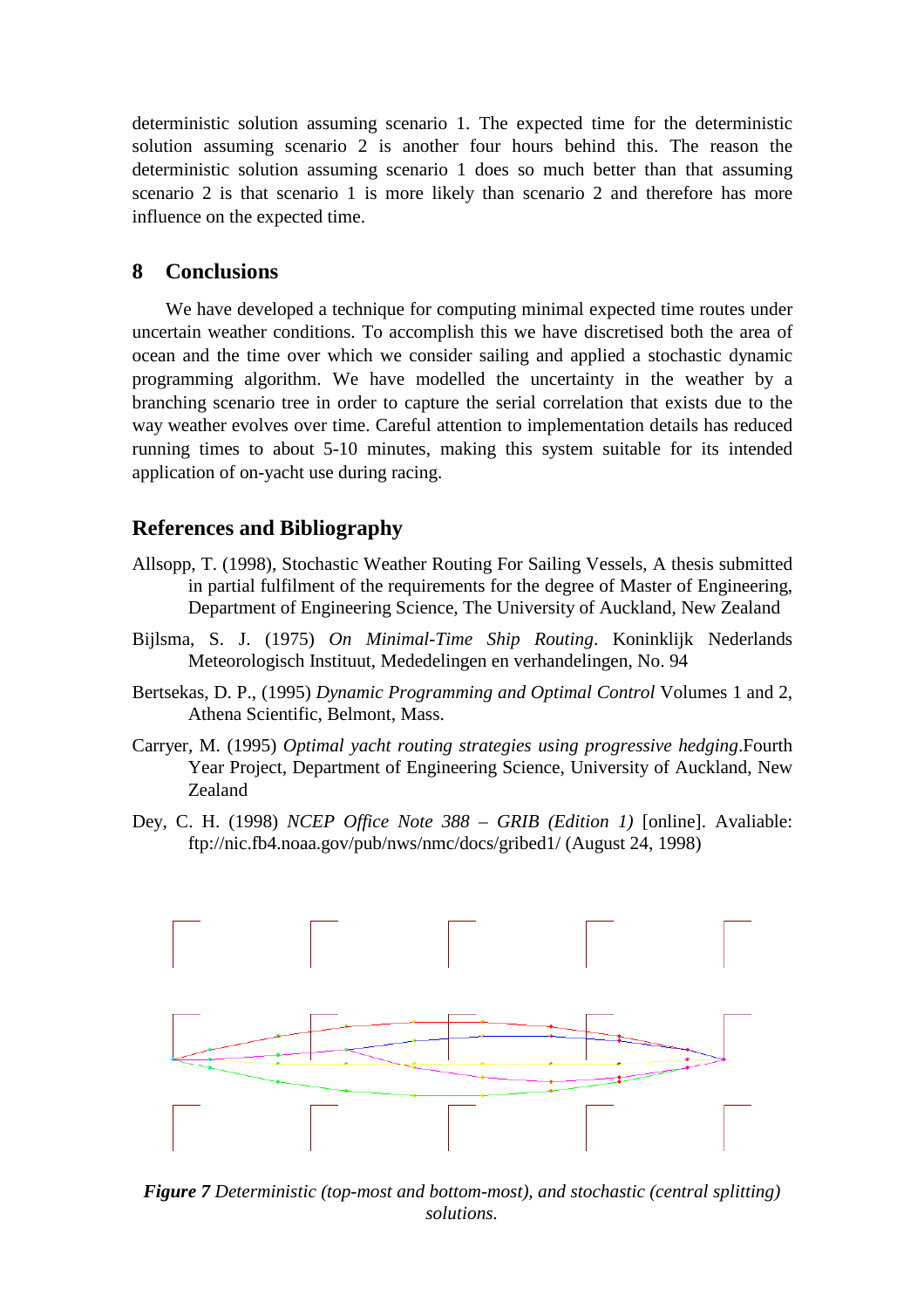deterministic solution assuming scenario 1. The expected time for the deterministic solution assuming scenario 2 is another four hours behind this. The reason the deterministic solution assuming scenario 1 does so much better than that assuming scenario 2 is that scenario 1 is more likely than scenario 2 and therefore has more influence on the expected time.

## 8 Conclusions

We have developed a technique for computing minimal expected time routes under uncertain weather conditions. To accomplish this we have discretised both the area of ocean and the time over which we consider sailing and applied a stochastic dynamic programming algorithm. We have modelled the uncertainty in the weather by a branching scenario tree in order to capture the serial correlation that exists due to the way weather evolves over time. Careful attention to implementation details has reduced running times to about 5-10 minutes, making this system suitable for its intended application of on-yacht use during racing.

## References and Bibliography

Allsopp, T. (1998), Stochastic Weather Routing For Sailing Vessels, A thesis submitted in partial fulfilment of the requirements for the degree of Master of Engineering, Department of Engineering Science, The University of Auckland, New Zealand

Bijlsma, S. J. (1975) *On Minimal-Time Ship Routing*. Koninklijk Nederlands Meteorologisch Instituut, Mededelingen en verhandelingen, No. 94

Bertsekas, D. P., (1995) *Dynamic Programming and Optimal Control* Volumes 1 and 2, Athena Scientific, Belmont, Mass.

Carryer, M. (1995) *Optimal yacht routing strategies using progressive hedging*.Fourth Year Project, Department of Engineering Science, University of Auckland, New Zealand

Dey, C. H. (1998) *NCEP Office Note 388 – GRIB (Edition 1)* [online]. Avaliable: ftp://nic.fb4.noaa.gov/pub/nws/nmc/docs/gribed1/ (August 24, 1998)

***Figure 7*** *Deterministic (top-most and bottom-most), and stochastic (central splitting) solutions.*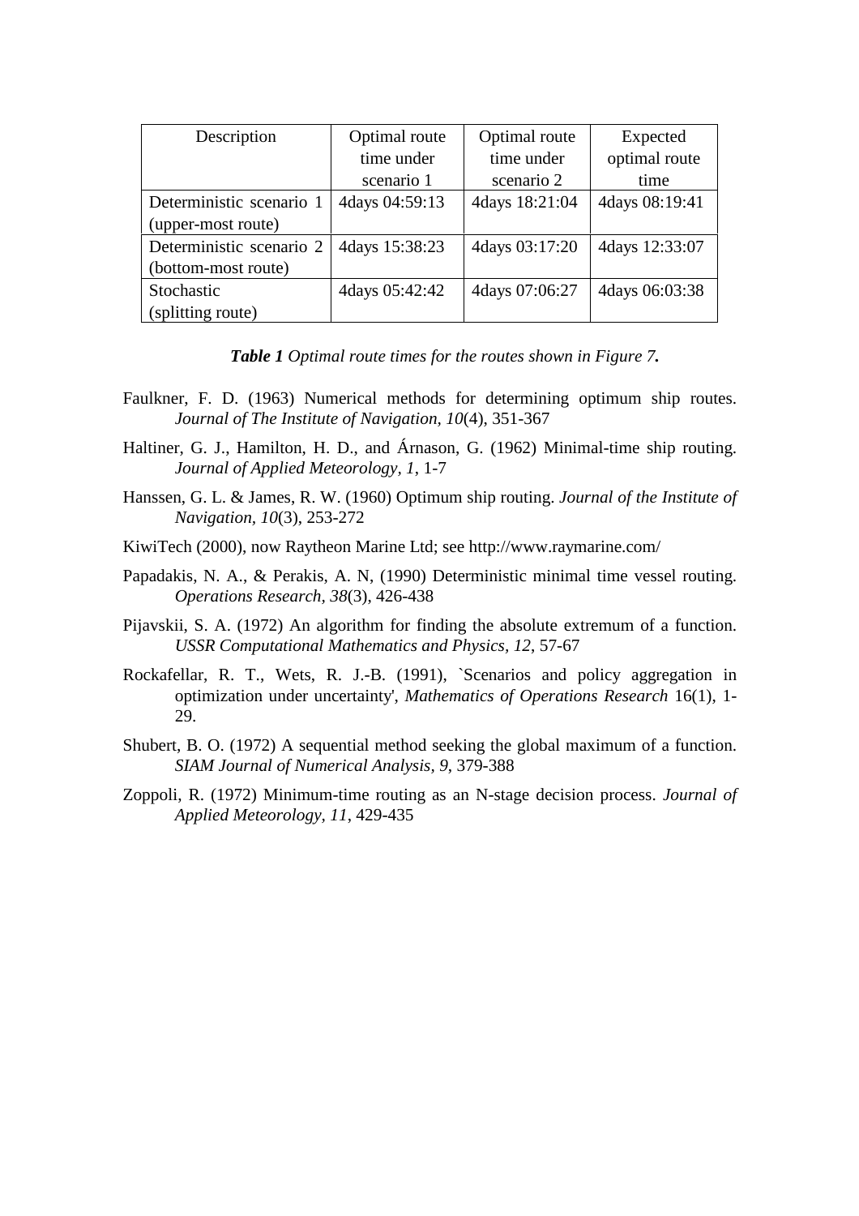| Description | Optimal route time under scenario 1 | Optimal route time under scenario 2 | Expected optimal route time |
|---|---|---|---|
| Deterministic scenario 1 (upper-most route) | 4days 04:59:13 | 4days 18:21:04 | 4days 08:19:41 |
| Deterministic scenario 2 (bottom-most route) | 4days 15:38:23 | 4days 03:17:20 | 4days 12:33:07 |
| Stochastic (splitting route) | 4days 05:42:42 | 4days 07:06:27 | 4days 06:03:38 |

***Table 1*** *Optimal route times for the routes shown in Figure 7.*

Faulkner, F. D. (1963) Numerical methods for determining optimum ship routes. *Journal of The Institute of Navigation, 10*(4), 351-367

Haltiner, G. J., Hamilton, H. D., and Árnason, G. (1962) Minimal-time ship routing. *Journal of Applied Meteorology, 1*, 1-7

Hanssen, G. L. & James, R. W. (1960) Optimum ship routing. *Journal of the Institute of Navigation, 10*(3), 253-272

KiwiTech (2000), now Raytheon Marine Ltd; see http://www.raymarine.com/

Papadakis, N. A., & Perakis, A. N, (1990) Deterministic minimal time vessel routing. *Operations Research, 38*(3), 426-438

Pijavskii, S. A. (1972) An algorithm for finding the absolute extremum of a function. *USSR Computational Mathematics and Physics, 12*, 57-67

Rockafellar, R. T., Wets, R. J.-B. (1991), `Scenarios and policy aggregation in optimization under uncertainty', *Mathematics of Operations Research* 16(1), 1-29.

Shubert, B. O. (1972) A sequential method seeking the global maximum of a function. *SIAM Journal of Numerical Analysis, 9*, 379-388

Zoppoli, R. (1972) Minimum-time routing as an N-stage decision process. *Journal of Applied Meteorology, 11*, 429-435